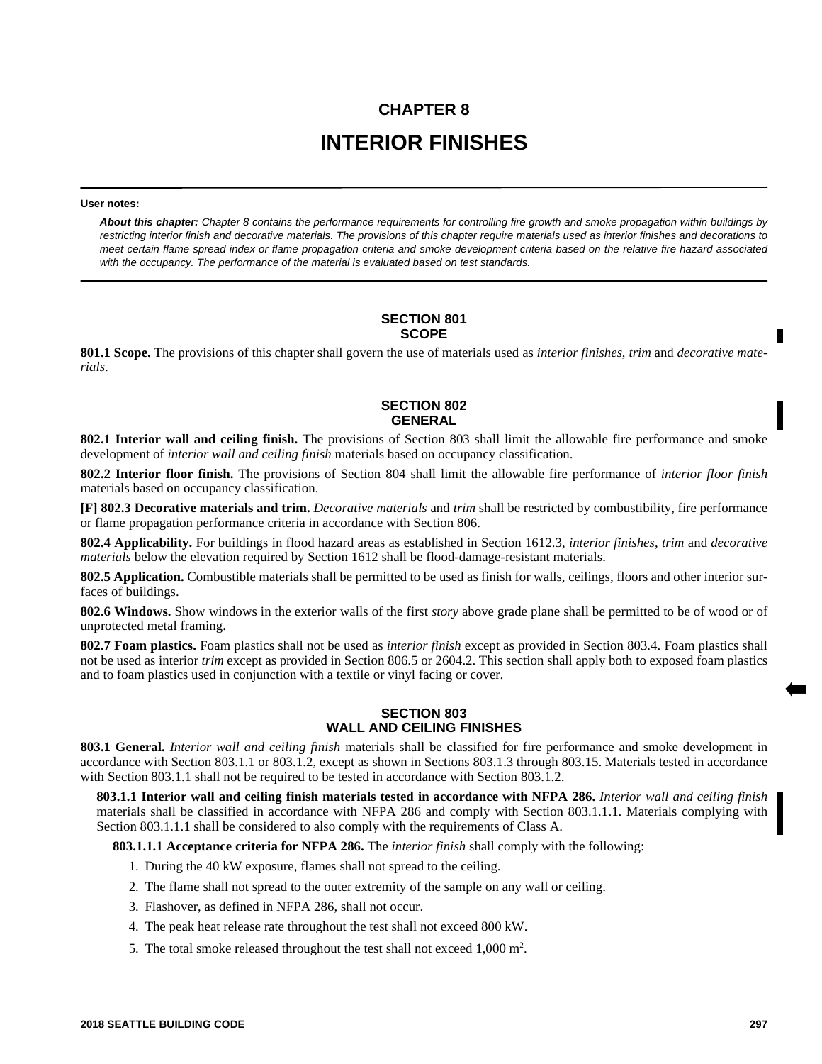# CHAPTER 8

# INTERIOR FINISHES

**User notes:**

***About this chapter:*** *Chapter 8 contains the performance requirements for controlling fire growth and smoke propagation within buildings by restricting interior finish and decorative materials. The provisions of this chapter require materials used as interior finishes and decorations to meet certain flame spread index or flame propagation criteria and smoke development criteria based on the relative fire hazard associated with the occupancy. The performance of the material is evaluated based on test standards.*

## SECTION 801
## SCOPE

**801.1 Scope.** The provisions of this chapter shall govern the use of materials used as *interior finishes*, *trim* and *decorative materials*.

## SECTION 802
## GENERAL

**802.1 Interior wall and ceiling finish.** The provisions of Section 803 shall limit the allowable fire performance and smoke development of *interior wall and ceiling finish* materials based on occupancy classification.

**802.2 Interior floor finish.** The provisions of Section 804 shall limit the allowable fire performance of *interior floor finish* materials based on occupancy classification.

**[F] 802.3 Decorative materials and trim.** *Decorative materials* and *trim* shall be restricted by combustibility, fire performance or flame propagation performance criteria in accordance with Section 806.

**802.4 Applicability.** For buildings in flood hazard areas as established in Section 1612.3, *interior finishes*, *trim* and *decorative materials* below the elevation required by Section 1612 shall be flood-damage-resistant materials.

**802.5 Application.** Combustible materials shall be permitted to be used as finish for walls, ceilings, floors and other interior surfaces of buildings.

**802.6 Windows.** Show windows in the exterior walls of the first *story* above grade plane shall be permitted to be of wood or of unprotected metal framing.

**802.7 Foam plastics.** Foam plastics shall not be used as *interior finish* except as provided in Section 803.4. Foam plastics shall not be used as interior *trim* except as provided in Section 806.5 or 2604.2. This section shall apply both to exposed foam plastics and to foam plastics used in conjunction with a textile or vinyl facing or cover.

## SECTION 803
## WALL AND CEILING FINISHES

**803.1 General.** *Interior wall and ceiling finish* materials shall be classified for fire performance and smoke development in accordance with Section 803.1.1 or 803.1.2, except as shown in Sections 803.1.3 through 803.15. Materials tested in accordance with Section 803.1.1 shall not be required to be tested in accordance with Section 803.1.2.

**803.1.1 Interior wall and ceiling finish materials tested in accordance with NFPA 286.** *Interior wall and ceiling finish* materials shall be classified in accordance with NFPA 286 and comply with Section 803.1.1.1. Materials complying with Section 803.1.1.1 shall be considered to also comply with the requirements of Class A.

**803.1.1.1 Acceptance criteria for NFPA 286.** The *interior finish* shall comply with the following:

1. During the 40 kW exposure, flames shall not spread to the ceiling.
2. The flame shall not spread to the outer extremity of the sample on any wall or ceiling.
3. Flashover, as defined in NFPA 286, shall not occur.
4. The peak heat release rate throughout the test shall not exceed 800 kW.
5. The total smoke released throughout the test shall not exceed 1,000 $m^2$.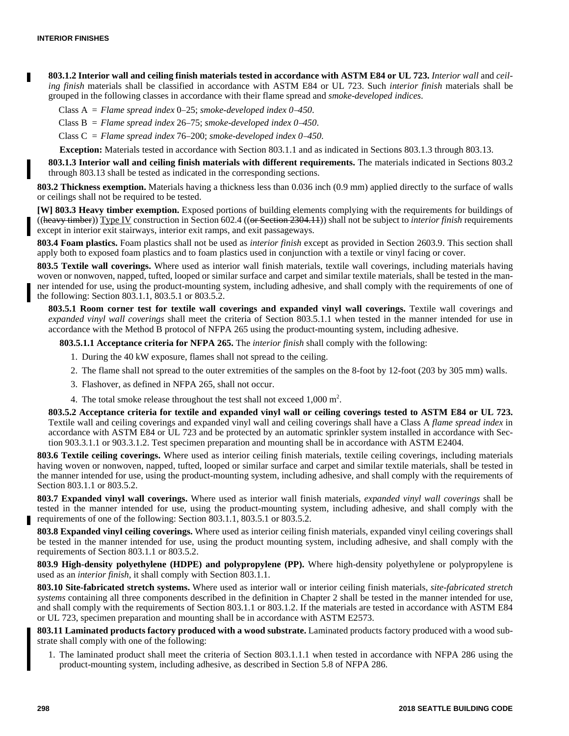**803.1.2 Interior wall and ceiling finish materials tested in accordance with ASTM E84 or UL 723.** *Interior wall* and *ceiling finish* materials shall be classified in accordance with ASTM E84 or UL 723. Such *interior finish* materials shall be grouped in the following classes in accordance with their flame spread and *smoke-developed indices.*

Class A = *Flame spread index* 0–25; *smoke-developed index 0–450*.

Class B = *Flame spread index* 26–75; *smoke-developed index 0–450*.

Class C = *Flame spread index* 76–200; *smoke-developed index 0–450*.

**Exception:** Materials tested in accordance with Section 803.1.1 and as indicated in Sections 803.1.3 through 803.13.

**803.1.3 Interior wall and ceiling finish materials with different requirements.** The materials indicated in Sections 803.2 through 803.13 shall be tested as indicated in the corresponding sections.

**803.2 Thickness exemption.** Materials having a thickness less than 0.036 inch (0.9 mm) applied directly to the surface of walls or ceilings shall not be required to be tested.

**[W] 803.3 Heavy timber exemption.** Exposed portions of building elements complying with the requirements for buildings of ((~~heavy timber~~)) Type IV construction in Section 602.4 ((~~or Section 2304.11~~)) shall not be subject to *interior finish* requirements except in interior exit stairways, interior exit ramps, and exit passageways.

**803.4 Foam plastics.** Foam plastics shall not be used as *interior finish* except as provided in Section 2603.9. This section shall apply both to exposed foam plastics and to foam plastics used in conjunction with a textile or vinyl facing or cover.

**803.5 Textile wall coverings.** Where used as interior wall finish materials, textile wall coverings, including materials having woven or nonwoven, napped, tufted, looped or similar surface and carpet and similar textile materials, shall be tested in the manner intended for use, using the product-mounting system, including adhesive, and shall comply with the requirements of one of the following: Section 803.1.1, 803.5.1 or 803.5.2.

**803.5.1 Room corner test for textile wall coverings and expanded vinyl wall coverings.** Textile wall coverings and *expanded vinyl wall coverings* shall meet the criteria of Section 803.5.1.1 when tested in the manner intended for use in accordance with the Method B protocol of NFPA 265 using the product-mounting system, including adhesive.

**803.5.1.1 Acceptance criteria for NFPA 265.** The *interior finish* shall comply with the following:

1. During the 40 kW exposure, flames shall not spread to the ceiling.
2. The flame shall not spread to the outer extremities of the samples on the 8-foot by 12-foot (203 by 305 mm) walls.
3. Flashover, as defined in NFPA 265, shall not occur.
4. The total smoke release throughout the test shall not exceed 1,000 $m^2$.

**803.5.2 Acceptance criteria for textile and expanded vinyl wall or ceiling coverings tested to ASTM E84 or UL 723.** Textile wall and ceiling coverings and expanded vinyl wall and ceiling coverings shall have a Class A *flame spread index* in accordance with ASTM E84 or UL 723 and be protected by an automatic sprinkler system installed in accordance with Section 903.3.1.1 or 903.3.1.2. Test specimen preparation and mounting shall be in accordance with ASTM E2404.

**803.6 Textile ceiling coverings.** Where used as interior ceiling finish materials, textile ceiling coverings, including materials having woven or nonwoven, napped, tufted, looped or similar surface and carpet and similar textile materials, shall be tested in the manner intended for use, using the product-mounting system, including adhesive, and shall comply with the requirements of Section 803.1.1 or 803.5.2.

**803.7 Expanded vinyl wall coverings.** Where used as interior wall finish materials, *expanded vinyl wall coverings* shall be tested in the manner intended for use, using the product-mounting system, including adhesive, and shall comply with the requirements of one of the following: Section 803.1.1, 803.5.1 or 803.5.2.

**803.8 Expanded vinyl ceiling coverings.** Where used as interior ceiling finish materials, expanded vinyl ceiling coverings shall be tested in the manner intended for use, using the product mounting system, including adhesive, and shall comply with the requirements of Section 803.1.1 or 803.5.2.

**803.9 High-density polyethylene (HDPE) and polypropylene (PP).** Where high-density polyethylene or polypropylene is used as an *interior finish*, it shall comply with Section 803.1.1.

**803.10 Site-fabricated stretch systems.** Where used as interior wall or interior ceiling finish materials, *site-fabricated stretch systems* containing all three components described in the definition in Chapter 2 shall be tested in the manner intended for use, and shall comply with the requirements of Section 803.1.1 or 803.1.2. If the materials are tested in accordance with ASTM E84 or UL 723, specimen preparation and mounting shall be in accordance with ASTM E2573.

**803.11 Laminated products factory produced with a wood substrate.** Laminated products factory produced with a wood substrate shall comply with one of the following:

1. The laminated product shall meet the criteria of Section 803.1.1.1 when tested in accordance with NFPA 286 using the product-mounting system, including adhesive, as described in Section 5.8 of NFPA 286.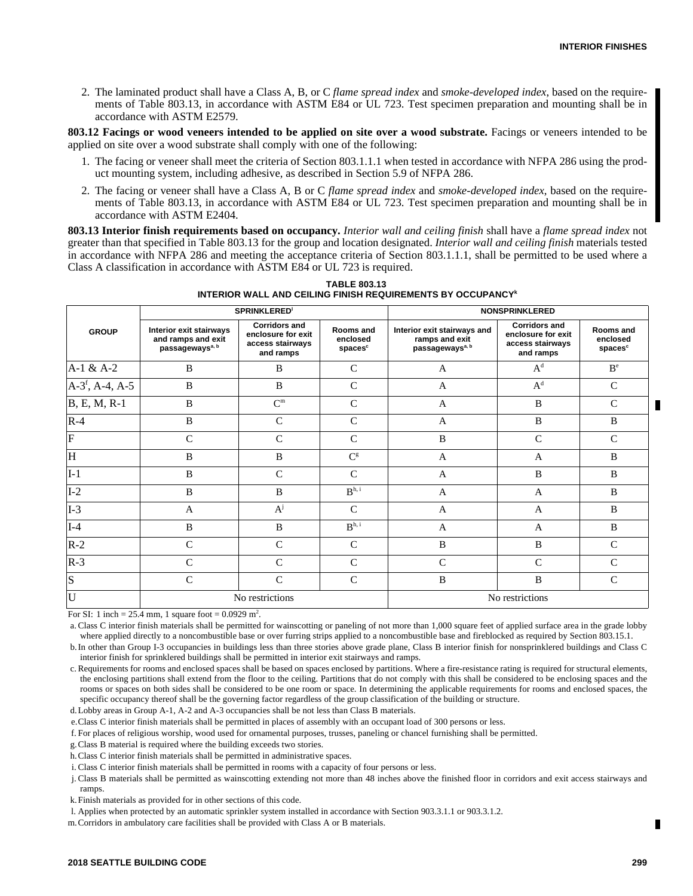2. The laminated product shall have a Class A, B, or C *flame spread index* and *smoke-developed index*, based on the requirements of Table 803.13, in accordance with ASTM E84 or UL 723. Test specimen preparation and mounting shall be in accordance with ASTM E2579.

**803.12 Facings or wood veneers intended to be applied on site over a wood substrate.** Facings or veneers intended to be applied on site over a wood substrate shall comply with one of the following:

1. The facing or veneer shall meet the criteria of Section 803.1.1.1 when tested in accordance with NFPA 286 using the product mounting system, including adhesive, as described in Section 5.9 of NFPA 286.
2. The facing or veneer shall have a Class A, B or C *flame spread index* and *smoke-developed index*, based on the requirements of Table 803.13, in accordance with ASTM E84 or UL 723. Test specimen preparation and mounting shall be in accordance with ASTM E2404.

**803.13 Interior finish requirements based on occupancy.** *Interior wall and ceiling finish* shall have a *flame spread index* not greater than that specified in Table 803.13 for the group and location designated. *Interior wall and ceiling finish* materials tested in accordance with NFPA 286 and meeting the acceptance criteria of Section 803.1.1.1, shall be permitted to be used where a Class A classification in accordance with ASTM E84 or UL 723 is required.

**TABLE 803.13**
**INTERIOR WALL AND CEILING FINISH REQUIREMENTS BY OCCUPANCY[k]**

| GROUP | SPRINKLERED[l] | | | NONSPRINKLERED | | |
|---|---|---|---|---|---|---|
| | Interior exit stairways and ramps and exit passageways[a, b] | Corridors and enclosure for exit access stairways and ramps | Rooms and enclosed spaces[c] | Interior exit stairways and ramps and exit passageways[a, b] | Corridors and enclosure for exit access stairways and ramps | Rooms and enclosed spaces[c] |
| A-1 & A-2 | B | B | C | A | A[d] | B[e] |
| A-3[f], A-4, A-5 | B | B | C | A | A[d] | C |
| B, E, M, R-1 | B | C[m] | C | A | B | C |
| R-4 | B | C | C | A | B | B |
| F | C | C | C | B | C | C |
| H | B | B | C[g] | A | A | B |
| I-1 | B | C | C | A | B | B |
| I-2 | B | B | B[h, i] | A | A | B |
| I-3 | A | A[j] | C | A | A | B |
| I-4 | B | B | B[h, i] | A | A | B |
| R-2 | C | C | C | B | B | C |
| R-3 | C | C | C | C | C | C |
| S | C | C | C | B | B | C |
| U | No restrictions | | | No restrictions | | |

For SI: 1 inch = 25.4 mm, 1 square foot = 0.0929 m$^2$.

a. Class C interior finish materials shall be permitted for wainscotting or paneling of not more than 1,000 square feet of applied surface area in the grade lobby where applied directly to a noncombustible base or over furring strips applied to a noncombustible base and fireblocked as required by Section 803.15.1.

b. In other than Group I-3 occupancies in buildings less than three stories above grade plane, Class B interior finish for nonsprinklered buildings and Class C interior finish for sprinklered buildings shall be permitted in interior exit stairways and ramps.

c. Requirements for rooms and enclosed spaces shall be based on spaces enclosed by partitions. Where a fire-resistance rating is required for structural elements, the enclosing partitions shall extend from the floor to the ceiling. Partitions that do not comply with this shall be considered to be enclosing spaces and the rooms or spaces on both sides shall be considered to be one room or space. In determining the applicable requirements for rooms and enclosed spaces, the specific occupancy thereof shall be the governing factor regardless of the group classification of the building or structure.

d. Lobby areas in Group A-1, A-2 and A-3 occupancies shall be not less than Class B materials.

e. Class C interior finish materials shall be permitted in places of assembly with an occupant load of 300 persons or less.

f. For places of religious worship, wood used for ornamental purposes, trusses, paneling or chancel furnishing shall be permitted.

g. Class B material is required where the building exceeds two stories.

h. Class C interior finish materials shall be permitted in administrative spaces.

i. Class C interior finish materials shall be permitted in rooms with a capacity of four persons or less.

j. Class B materials shall be permitted as wainscotting extending not more than 48 inches above the finished floor in corridors and exit access stairways and ramps.

k. Finish materials as provided for in other sections of this code.

l. Applies when protected by an automatic sprinkler system installed in accordance with Section 903.3.1.1 or 903.3.1.2.

m. Corridors in ambulatory care facilities shall be provided with Class A or B materials.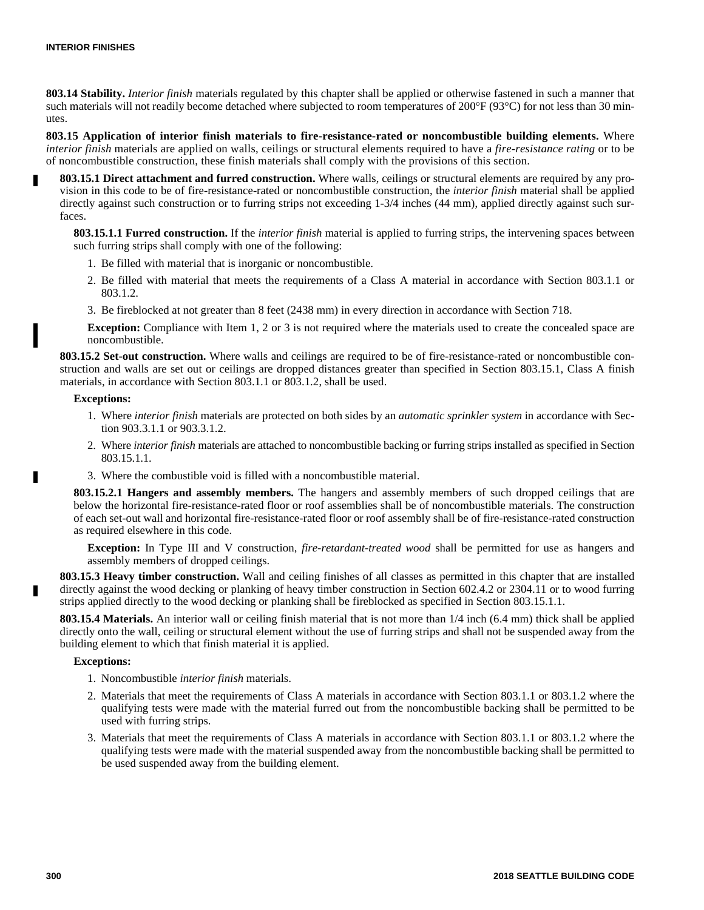**803.14 Stability.** *Interior finish* materials regulated by this chapter shall be applied or otherwise fastened in such a manner that such materials will not readily become detached where subjected to room temperatures of 200°F (93°C) for not less than 30 minutes.

**803.15 Application of interior finish materials to fire-resistance-rated or noncombustible building elements.** Where *interior finish* materials are applied on walls, ceilings or structural elements required to have a *fire-resistance rating* or to be of noncombustible construction, these finish materials shall comply with the provisions of this section.

**803.15.1 Direct attachment and furred construction.** Where walls, ceilings or structural elements are required by any provision in this code to be of fire-resistance-rated or noncombustible construction, the *interior finish* material shall be applied directly against such construction or to furring strips not exceeding 1-3/4 inches (44 mm), applied directly against such surfaces.

**803.15.1.1 Furred construction.** If the *interior finish* material is applied to furring strips, the intervening spaces between such furring strips shall comply with one of the following:

1. Be filled with material that is inorganic or noncombustible.
2. Be filled with material that meets the requirements of a Class A material in accordance with Section 803.1.1 or 803.1.2.
3. Be fireblocked at not greater than 8 feet (2438 mm) in every direction in accordance with Section 718.

**Exception:** Compliance with Item 1, 2 or 3 is not required where the materials used to create the concealed space are noncombustible.

**803.15.2 Set-out construction.** Where walls and ceilings are required to be of fire-resistance-rated or noncombustible construction and walls are set out or ceilings are dropped distances greater than specified in Section 803.15.1, Class A finish materials, in accordance with Section 803.1.1 or 803.1.2, shall be used.

**Exceptions:**

1. Where *interior finish* materials are protected on both sides by an *automatic sprinkler system* in accordance with Section 903.3.1.1 or 903.3.1.2.
2. Where *interior finish* materials are attached to noncombustible backing or furring strips installed as specified in Section 803.15.1.1.
3. Where the combustible void is filled with a noncombustible material.

**803.15.2.1 Hangers and assembly members.** The hangers and assembly members of such dropped ceilings that are below the horizontal fire-resistance-rated floor or roof assemblies shall be of noncombustible materials. The construction of each set-out wall and horizontal fire-resistance-rated floor or roof assembly shall be of fire-resistance-rated construction as required elsewhere in this code.

**Exception:** In Type III and V construction, *fire-retardant-treated wood* shall be permitted for use as hangers and assembly members of dropped ceilings.

**803.15.3 Heavy timber construction.** Wall and ceiling finishes of all classes as permitted in this chapter that are installed directly against the wood decking or planking of heavy timber construction in Section 602.4.2 or 2304.11 or to wood furring strips applied directly to the wood decking or planking shall be fireblocked as specified in Section 803.15.1.1.

**803.15.4 Materials.** An interior wall or ceiling finish material that is not more than 1/4 inch (6.4 mm) thick shall be applied directly onto the wall, ceiling or structural element without the use of furring strips and shall not be suspended away from the building element to which that finish material it is applied.

**Exceptions:**

1. Noncombustible *interior finish* materials.
2. Materials that meet the requirements of Class A materials in accordance with Section 803.1.1 or 803.1.2 where the qualifying tests were made with the material furred out from the noncombustible backing shall be permitted to be used with furring strips.
3. Materials that meet the requirements of Class A materials in accordance with Section 803.1.1 or 803.1.2 where the qualifying tests were made with the material suspended away from the noncombustible backing shall be permitted to be used suspended away from the building element.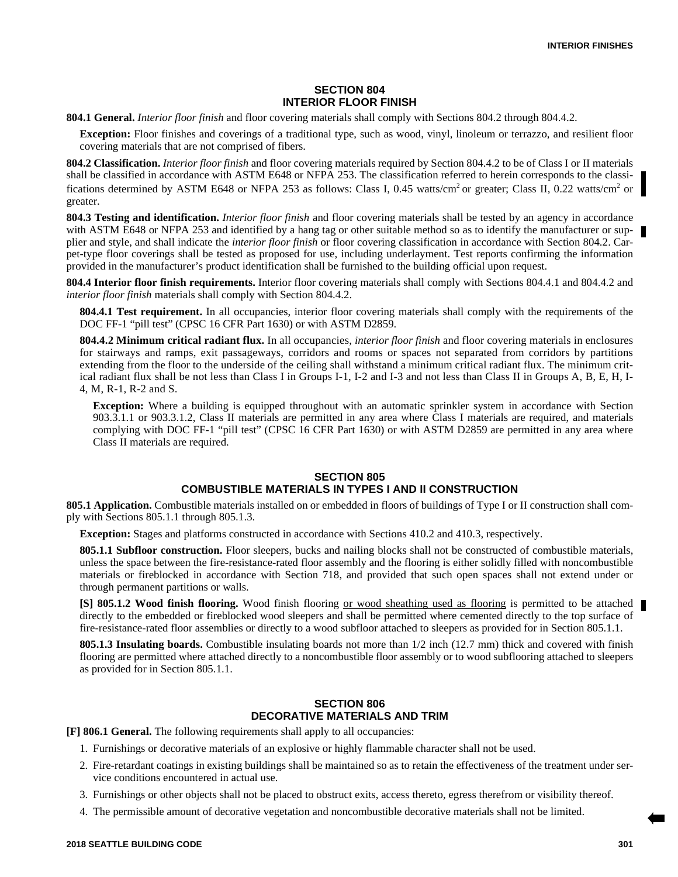## SECTION 804 INTERIOR FLOOR FINISH

**804.1 General.** *Interior floor finish* and floor covering materials shall comply with Sections 804.2 through 804.4.2.

**Exception:** Floor finishes and coverings of a traditional type, such as wood, vinyl, linoleum or terrazzo, and resilient floor covering materials that are not comprised of fibers.

**804.2 Classification.** *Interior floor finish* and floor covering materials required by Section 804.4.2 to be of Class I or II materials shall be classified in accordance with ASTM E648 or NFPA 253. The classification referred to herein corresponds to the classifications determined by ASTM E648 or NFPA 253 as follows: Class I, 0.45 watts/$cm^2$ or greater; Class II, 0.22 watts/$cm^2$ or greater.

**804.3 Testing and identification.** *Interior floor finish* and floor covering materials shall be tested by an agency in accordance with ASTM E648 or NFPA 253 and identified by a hang tag or other suitable method so as to identify the manufacturer or supplier and style, and shall indicate the *interior floor finish* or floor covering classification in accordance with Section 804.2. Carpet-type floor coverings shall be tested as proposed for use, including underlayment. Test reports confirming the information provided in the manufacturer's product identification shall be furnished to the building official upon request.

**804.4 Interior floor finish requirements.** Interior floor covering materials shall comply with Sections 804.4.1 and 804.4.2 and *interior floor finish* materials shall comply with Section 804.4.2.

**804.4.1 Test requirement.** In all occupancies, interior floor covering materials shall comply with the requirements of the DOC FF-1 "pill test" (CPSC 16 CFR Part 1630) or with ASTM D2859.

**804.4.2 Minimum critical radiant flux.** In all occupancies, *interior floor finish* and floor covering materials in enclosures for stairways and ramps, exit passageways, corridors and rooms or spaces not separated from corridors by partitions extending from the floor to the underside of the ceiling shall withstand a minimum critical radiant flux. The minimum critical radiant flux shall be not less than Class I in Groups I-1, I-2 and I-3 and not less than Class II in Groups A, B, E, H, I-4, M, R-1, R-2 and S.

**Exception:** Where a building is equipped throughout with an automatic sprinkler system in accordance with Section 903.3.1.1 or 903.3.1.2, Class II materials are permitted in any area where Class I materials are required, and materials complying with DOC FF-1 "pill test" (CPSC 16 CFR Part 1630) or with ASTM D2859 are permitted in any area where Class II materials are required.

## SECTION 805 COMBUSTIBLE MATERIALS IN TYPES I AND II CONSTRUCTION

**805.1 Application.** Combustible materials installed on or embedded in floors of buildings of Type I or II construction shall comply with Sections 805.1.1 through 805.1.3.

**Exception:** Stages and platforms constructed in accordance with Sections 410.2 and 410.3, respectively.

**805.1.1 Subfloor construction.** Floor sleepers, bucks and nailing blocks shall not be constructed of combustible materials, unless the space between the fire-resistance-rated floor assembly and the flooring is either solidly filled with noncombustible materials or fireblocked in accordance with Section 718, and provided that such open spaces shall not extend under or through permanent partitions or walls.

**[S] 805.1.2 Wood finish flooring.** Wood finish flooring or wood sheathing used as flooring is permitted to be attached directly to the embedded or fireblocked wood sleepers and shall be permitted where cemented directly to the top surface of fire-resistance-rated floor assemblies or directly to a wood subfloor attached to sleepers as provided for in Section 805.1.1.

**805.1.3 Insulating boards.** Combustible insulating boards not more than 1/2 inch (12.7 mm) thick and covered with finish flooring are permitted where attached directly to a noncombustible floor assembly or to wood subflooring attached to sleepers as provided for in Section 805.1.1.

## SECTION 806 DECORATIVE MATERIALS AND TRIM

**[F] 806.1 General.** The following requirements shall apply to all occupancies:

1. Furnishings or decorative materials of an explosive or highly flammable character shall not be used.
2. Fire-retardant coatings in existing buildings shall be maintained so as to retain the effectiveness of the treatment under service conditions encountered in actual use.
3. Furnishings or other objects shall not be placed to obstruct exits, access thereto, egress therefrom or visibility thereof.
4. The permissible amount of decorative vegetation and noncombustible decorative materials shall not be limited.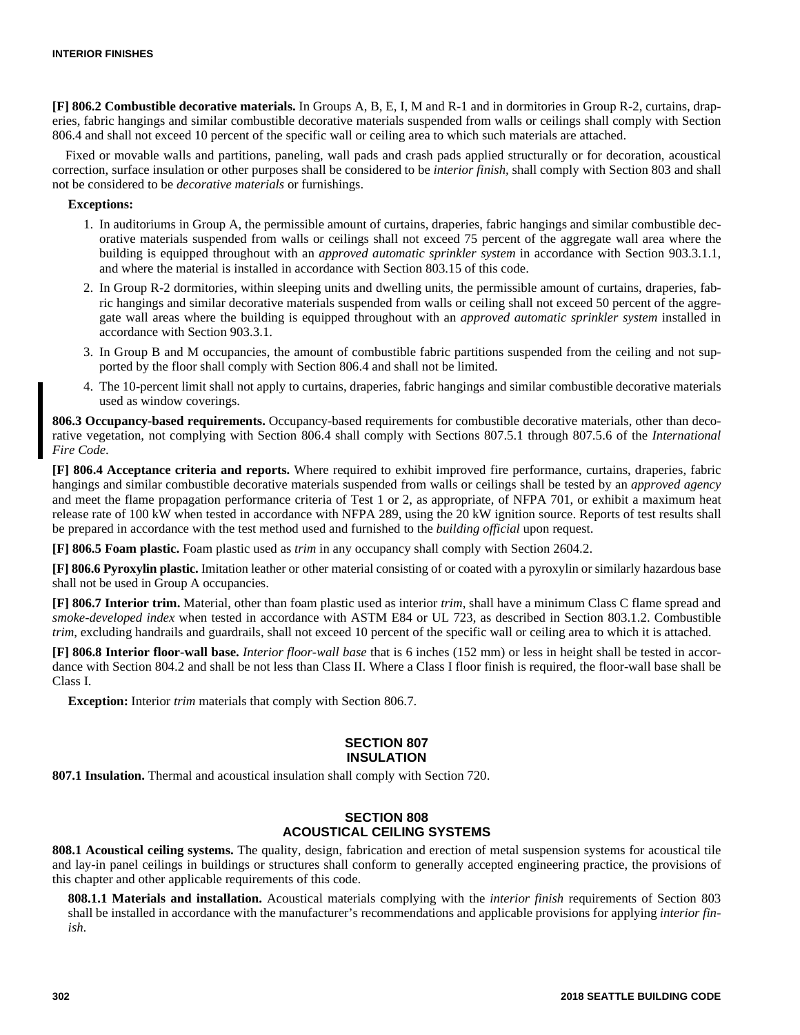**[F] 806.2 Combustible decorative materials.** In Groups A, B, E, I, M and R-1 and in dormitories in Group R-2, curtains, draperies, fabric hangings and similar combustible decorative materials suspended from walls or ceilings shall comply with Section 806.4 and shall not exceed 10 percent of the specific wall or ceiling area to which such materials are attached.

Fixed or movable walls and partitions, paneling, wall pads and crash pads applied structurally or for decoration, acoustical correction, surface insulation or other purposes shall be considered to be *interior finish*, shall comply with Section 803 and shall not be considered to be *decorative materials* or furnishings.

**Exceptions:**

1. In auditoriums in Group A, the permissible amount of curtains, draperies, fabric hangings and similar combustible decorative materials suspended from walls or ceilings shall not exceed 75 percent of the aggregate wall area where the building is equipped throughout with an *approved automatic sprinkler system* in accordance with Section 903.3.1.1, and where the material is installed in accordance with Section 803.15 of this code.
2. In Group R-2 dormitories, within sleeping units and dwelling units, the permissible amount of curtains, draperies, fabric hangings and similar decorative materials suspended from walls or ceiling shall not exceed 50 percent of the aggregate wall areas where the building is equipped throughout with an *approved automatic sprinkler system* installed in accordance with Section 903.3.1.
3. In Group B and M occupancies, the amount of combustible fabric partitions suspended from the ceiling and not supported by the floor shall comply with Section 806.4 and shall not be limited.
4. The 10-percent limit shall not apply to curtains, draperies, fabric hangings and similar combustible decorative materials used as window coverings.

**806.3 Occupancy-based requirements.** Occupancy-based requirements for combustible decorative materials, other than decorative vegetation, not complying with Section 806.4 shall comply with Sections 807.5.1 through 807.5.6 of the *International Fire Code*.

**[F] 806.4 Acceptance criteria and reports.** Where required to exhibit improved fire performance, curtains, draperies, fabric hangings and similar combustible decorative materials suspended from walls or ceilings shall be tested by an *approved agency* and meet the flame propagation performance criteria of Test 1 or 2, as appropriate, of NFPA 701, or exhibit a maximum heat release rate of 100 kW when tested in accordance with NFPA 289, using the 20 kW ignition source. Reports of test results shall be prepared in accordance with the test method used and furnished to the *building official* upon request.

**[F] 806.5 Foam plastic.** Foam plastic used as *trim* in any occupancy shall comply with Section 2604.2.

**[F] 806.6 Pyroxylin plastic.** Imitation leather or other material consisting of or coated with a pyroxylin or similarly hazardous base shall not be used in Group A occupancies.

**[F] 806.7 Interior trim.** Material, other than foam plastic used as interior *trim*, shall have a minimum Class C flame spread and *smoke-developed index* when tested in accordance with ASTM E84 or UL 723, as described in Section 803.1.2. Combustible *trim*, excluding handrails and guardrails, shall not exceed 10 percent of the specific wall or ceiling area to which it is attached.

**[F] 806.8 Interior floor-wall base.** *Interior floor-wall base* that is 6 inches (152 mm) or less in height shall be tested in accordance with Section 804.2 and shall be not less than Class II. Where a Class I floor finish is required, the floor-wall base shall be Class I.

**Exception:** Interior *trim* materials that comply with Section 806.7.

## SECTION 807
## INSULATION

**807.1 Insulation.** Thermal and acoustical insulation shall comply with Section 720.

## SECTION 808
## ACOUSTICAL CEILING SYSTEMS

**808.1 Acoustical ceiling systems.** The quality, design, fabrication and erection of metal suspension systems for acoustical tile and lay-in panel ceilings in buildings or structures shall conform to generally accepted engineering practice, the provisions of this chapter and other applicable requirements of this code.

**808.1.1 Materials and installation.** Acoustical materials complying with the *interior finish* requirements of Section 803 shall be installed in accordance with the manufacturer's recommendations and applicable provisions for applying *interior finish*.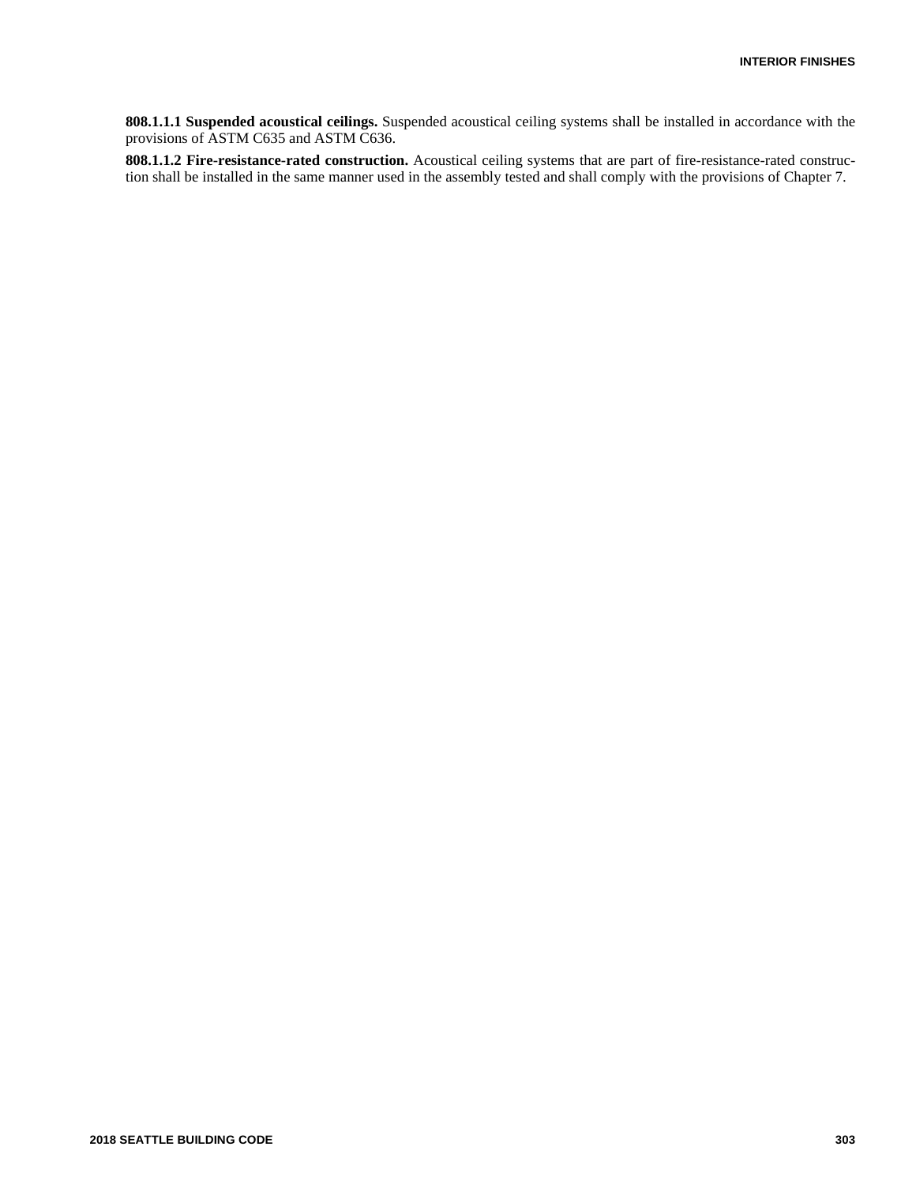**808.1.1.1 Suspended acoustical ceilings.** Suspended acoustical ceiling systems shall be installed in accordance with the provisions of ASTM C635 and ASTM C636.

**808.1.1.2 Fire-resistance-rated construction.** Acoustical ceiling systems that are part of fire-resistance-rated construction shall be installed in the same manner used in the assembly tested and shall comply with the provisions of Chapter 7.